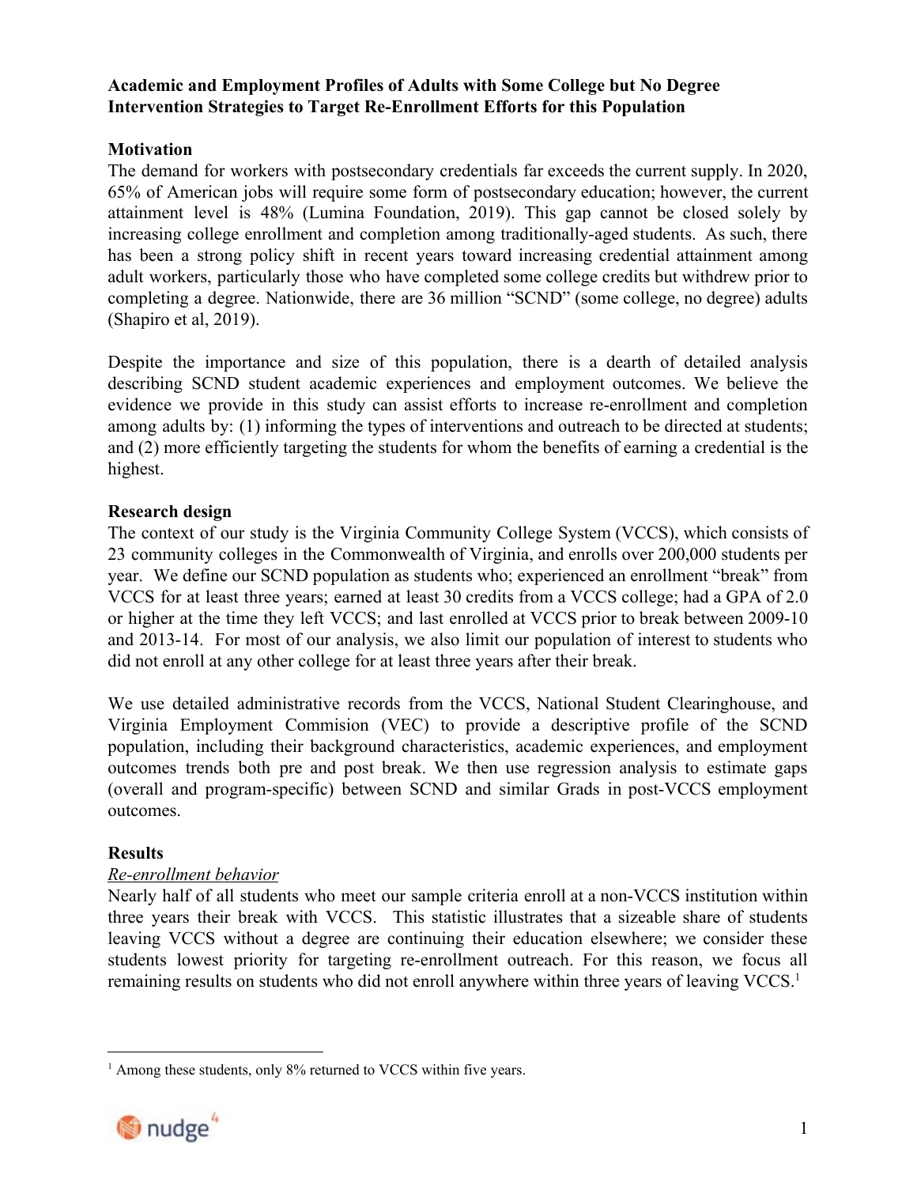**Academic and Employment Profiles of Adults with Some College but No Degree**
**Intervention Strategies to Target Re-Enrollment Efforts for this Population**

**Motivation**

The demand for workers with postsecondary credentials far exceeds the current supply. In 2020, 65% of American jobs will require some form of postsecondary education; however, the current attainment level is 48% (Lumina Foundation, 2019). This gap cannot be closed solely by increasing college enrollment and completion among traditionally-aged students. As such, there has been a strong policy shift in recent years toward increasing credential attainment among adult workers, particularly those who have completed some college credits but withdrew prior to completing a degree. Nationwide, there are 36 million "SCND" (some college, no degree) adults (Shapiro et al, 2019).

Despite the importance and size of this population, there is a dearth of detailed analysis describing SCND student academic experiences and employment outcomes. We believe the evidence we provide in this study can assist efforts to increase re-enrollment and completion among adults by: (1) informing the types of interventions and outreach to be directed at students; and (2) more efficiently targeting the students for whom the benefits of earning a credential is the highest.

**Research design**

The context of our study is the Virginia Community College System (VCCS), which consists of 23 community colleges in the Commonwealth of Virginia, and enrolls over 200,000 students per year. We define our SCND population as students who; experienced an enrollment "break" from VCCS for at least three years; earned at least 30 credits from a VCCS college; had a GPA of 2.0 or higher at the time they left VCCS; and last enrolled at VCCS prior to break between 2009-10 and 2013-14. For most of our analysis, we also limit our population of interest to students who did not enroll at any other college for at least three years after their break.

We use detailed administrative records from the VCCS, National Student Clearinghouse, and Virginia Employment Commision (VEC) to provide a descriptive profile of the SCND population, including their background characteristics, academic experiences, and employment outcomes trends both pre and post break. We then use regression analysis to estimate gaps (overall and program-specific) between SCND and similar Grads in post-VCCS employment outcomes.

**Results**

*Re-enrollment behavior*

Nearly half of all students who meet our sample criteria enroll at a non-VCCS institution within three years their break with VCCS. This statistic illustrates that a sizeable share of students leaving VCCS without a degree are continuing their education elsewhere; we consider these students lowest priority for targeting re-enrollment outreach. For this reason, we focus all remaining results on students who did not enroll anywhere within three years of leaving VCCS.[1]

[1] Among these students, only 8% returned to VCCS within five years.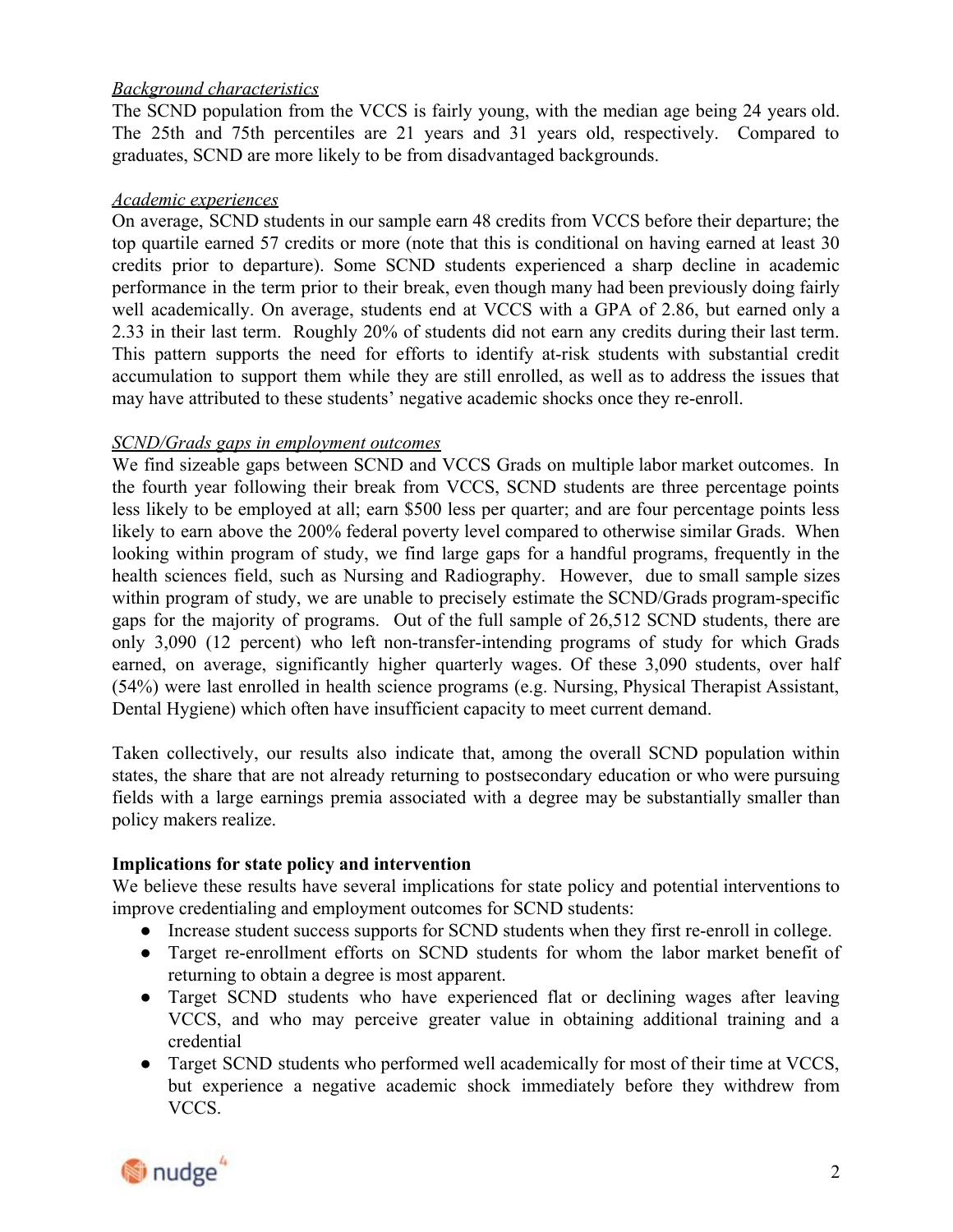*Background characteristics*

The SCND population from the VCCS is fairly young, with the median age being 24 years old. The 25th and 75th percentiles are 21 years and 31 years old, respectively. Compared to graduates, SCND are more likely to be from disadvantaged backgrounds.

*Academic experiences*

On average, SCND students in our sample earn 48 credits from VCCS before their departure; the top quartile earned 57 credits or more (note that this is conditional on having earned at least 30 credits prior to departure). Some SCND students experienced a sharp decline in academic performance in the term prior to their break, even though many had been previously doing fairly well academically. On average, students end at VCCS with a GPA of 2.86, but earned only a 2.33 in their last term. Roughly 20% of students did not earn any credits during their last term. This pattern supports the need for efforts to identify at-risk students with substantial credit accumulation to support them while they are still enrolled, as well as to address the issues that may have attributed to these students' negative academic shocks once they re-enroll.

*SCND/Grads gaps in employment outcomes*

We find sizeable gaps between SCND and VCCS Grads on multiple labor market outcomes. In the fourth year following their break from VCCS, SCND students are three percentage points less likely to be employed at all; earn $500 less per quarter; and are four percentage points less likely to earn above the 200% federal poverty level compared to otherwise similar Grads. When looking within program of study, we find large gaps for a handful programs, frequently in the health sciences field, such as Nursing and Radiography. However, due to small sample sizes within program of study, we are unable to precisely estimate the SCND/Grads program-specific gaps for the majority of programs. Out of the full sample of 26,512 SCND students, there are only 3,090 (12 percent) who left non-transfer-intending programs of study for which Grads earned, on average, significantly higher quarterly wages. Of these 3,090 students, over half (54%) were last enrolled in health science programs (e.g. Nursing, Physical Therapist Assistant, Dental Hygiene) which often have insufficient capacity to meet current demand.

Taken collectively, our results also indicate that, among the overall SCND population within states, the share that are not already returning to postsecondary education or who were pursuing fields with a large earnings premia associated with a degree may be substantially smaller than policy makers realize.

**Implications for state policy and intervention**

We believe these results have several implications for state policy and potential interventions to improve credentialing and employment outcomes for SCND students:

- Increase student success supports for SCND students when they first re-enroll in college.
- Target re-enrollment efforts on SCND students for whom the labor market benefit of returning to obtain a degree is most apparent.
- Target SCND students who have experienced flat or declining wages after leaving VCCS, and who may perceive greater value in obtaining additional training and a credential
- Target SCND students who performed well academically for most of their time at VCCS, but experience a negative academic shock immediately before they withdrew from VCCS.